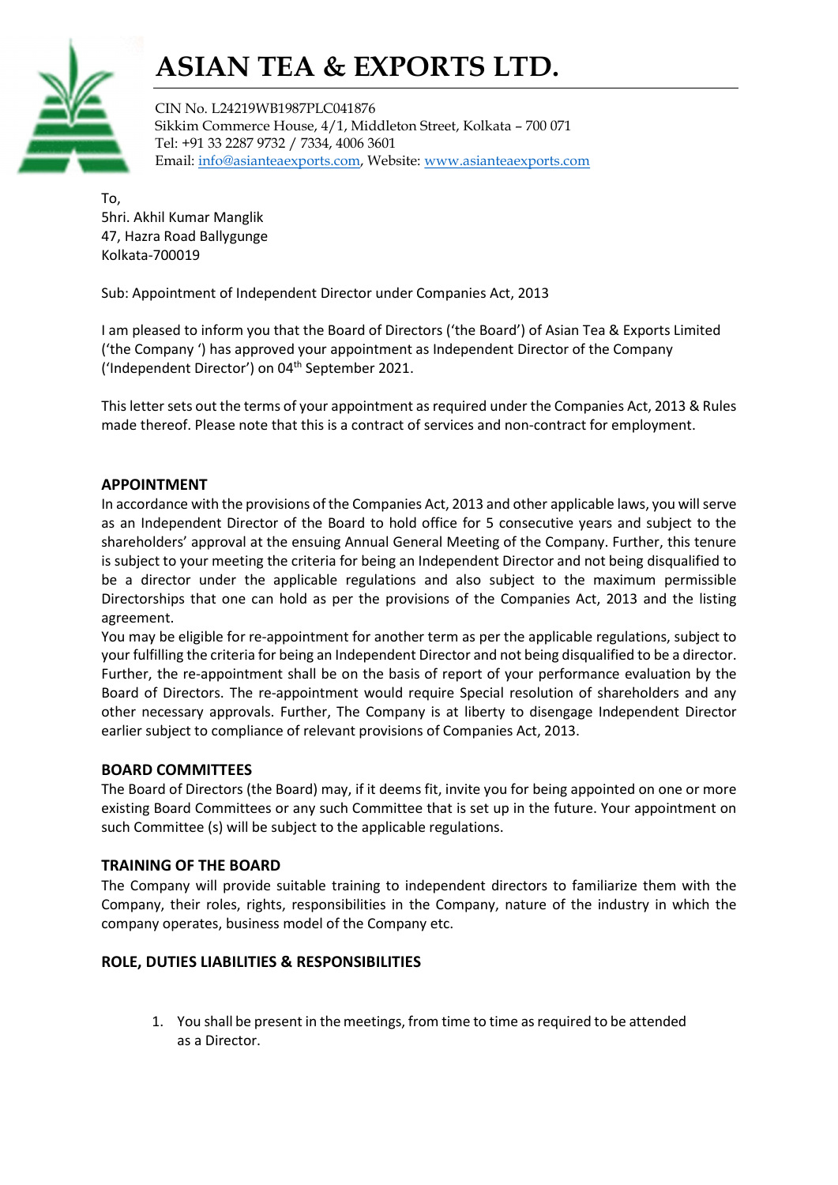# ASIAN TEA & EXPORTS LTD.

CIN No. L24219WB1987PLC041876
Sikkim Commerce House, 4/1, Middleton Street, Kolkata – 700 071
Tel: +91 33 2287 9732 / 7334, 4006 3601
Email: info@asianteaexports.com, Website: www.asianteaexports.com

To,
Shri. Akhil Kumar Manglik
47, Hazra Road Ballygunge
Kolkata-700019

Sub: Appointment of Independent Director under Companies Act, 2013

I am pleased to inform you that the Board of Directors ('the Board') of Asian Tea & Exports Limited ('the Company ') has approved your appointment as Independent Director of the Company ('Independent Director') on 04th September 2021.

This letter sets out the terms of your appointment as required under the Companies Act, 2013 & Rules made thereof. Please note that this is a contract of services and non-contract for employment.

## APPOINTMENT

In accordance with the provisions of the Companies Act, 2013 and other applicable laws, you will serve as an Independent Director of the Board to hold office for 5 consecutive years and subject to the shareholders' approval at the ensuing Annual General Meeting of the Company. Further, this tenure is subject to your meeting the criteria for being an Independent Director and not being disqualified to be a director under the applicable regulations and also subject to the maximum permissible Directorships that one can hold as per the provisions of the Companies Act, 2013 and the listing agreement.

You may be eligible for re-appointment for another term as per the applicable regulations, subject to your fulfilling the criteria for being an Independent Director and not being disqualified to be a director. Further, the re-appointment shall be on the basis of report of your performance evaluation by the Board of Directors. The re-appointment would require Special resolution of shareholders and any other necessary approvals. Further, The Company is at liberty to disengage Independent Director earlier subject to compliance of relevant provisions of Companies Act, 2013.

## BOARD COMMITTEES

The Board of Directors (the Board) may, if it deems fit, invite you for being appointed on one or more existing Board Committees or any such Committee that is set up in the future. Your appointment on such Committee (s) will be subject to the applicable regulations.

## TRAINING OF THE BOARD

The Company will provide suitable training to independent directors to familiarize them with the Company, their roles, rights, responsibilities in the Company, nature of the industry in which the company operates, business model of the Company etc.

## ROLE, DUTIES LIABILITIES & RESPONSIBILITIES

1. You shall be present in the meetings, from time to time as required to be attended as a Director.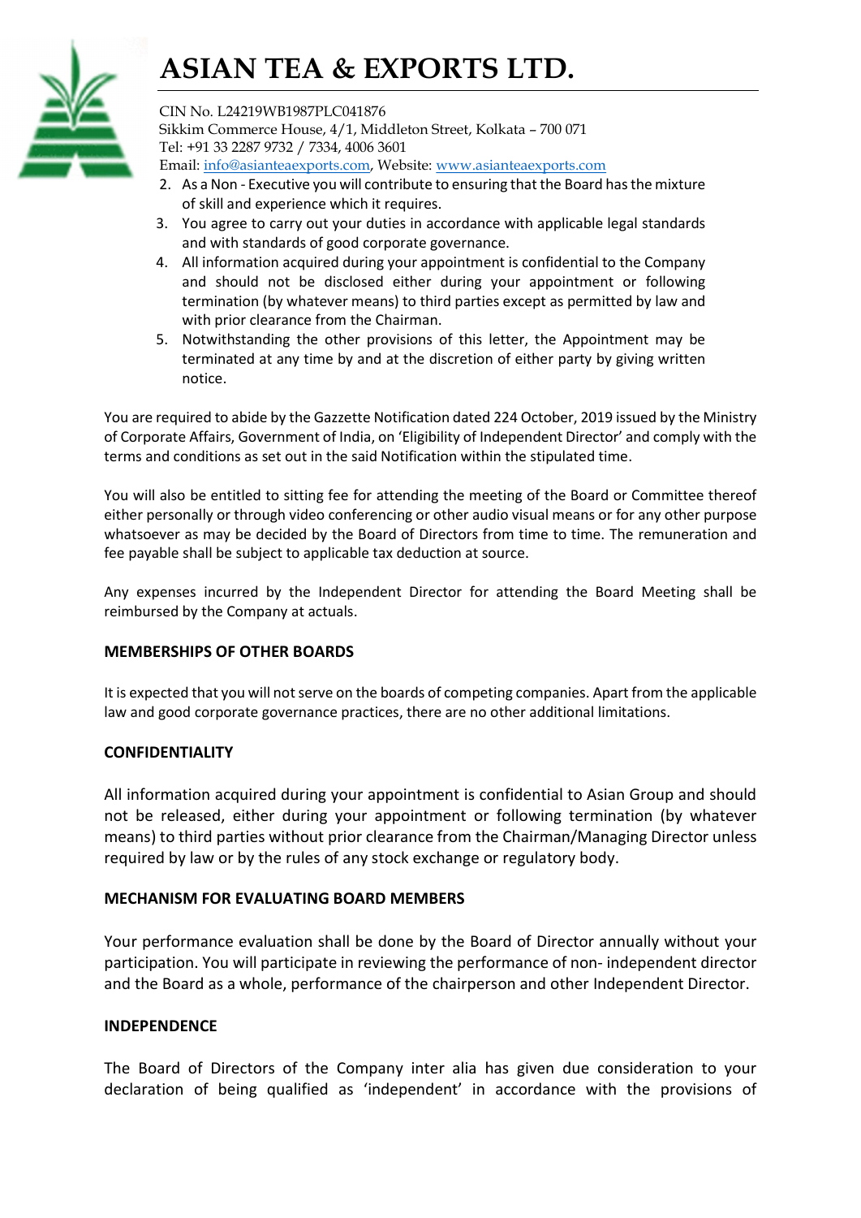2. As a Non - Executive you will contribute to ensuring that the Board has the mixture of skill and experience which it requires.
3. You agree to carry out your duties in accordance with applicable legal standards and with standards of good corporate governance.
4. All information acquired during your appointment is confidential to the Company and should not be disclosed either during your appointment or following termination (by whatever means) to third parties except as permitted by law and with prior clearance from the Chairman.
5. Notwithstanding the other provisions of this letter, the Appointment may be terminated at any time by and at the discretion of either party by giving written notice.

You are required to abide by the Gazzette Notification dated 224 October, 2019 issued by the Ministry of Corporate Affairs, Government of India, on 'Eligibility of Independent Director' and comply with the terms and conditions as set out in the said Notification within the stipulated time.

You will also be entitled to sitting fee for attending the meeting of the Board or Committee thereof either personally or through video conferencing or other audio visual means or for any other purpose whatsoever as may be decided by the Board of Directors from time to time. The remuneration and fee payable shall be subject to applicable tax deduction at source.

Any expenses incurred by the Independent Director for attending the Board Meeting shall be reimbursed by the Company at actuals.

**MEMBERSHIPS OF OTHER BOARDS**

It is expected that you will not serve on the boards of competing companies. Apart from the applicable law and good corporate governance practices, there are no other additional limitations.

**CONFIDENTIALITY**

All information acquired during your appointment is confidential to Asian Group and should not be released, either during your appointment or following termination (by whatever means) to third parties without prior clearance from the Chairman/Managing Director unless required by law or by the rules of any stock exchange or regulatory body.

**MECHANISM FOR EVALUATING BOARD MEMBERS**

Your performance evaluation shall be done by the Board of Director annually without your participation. You will participate in reviewing the performance of non- independent director and the Board as a whole, performance of the chairperson and other Independent Director.

**INDEPENDENCE**

The Board of Directors of the Company inter alia has given due consideration to your declaration of being qualified as 'independent' in accordance with the provisions of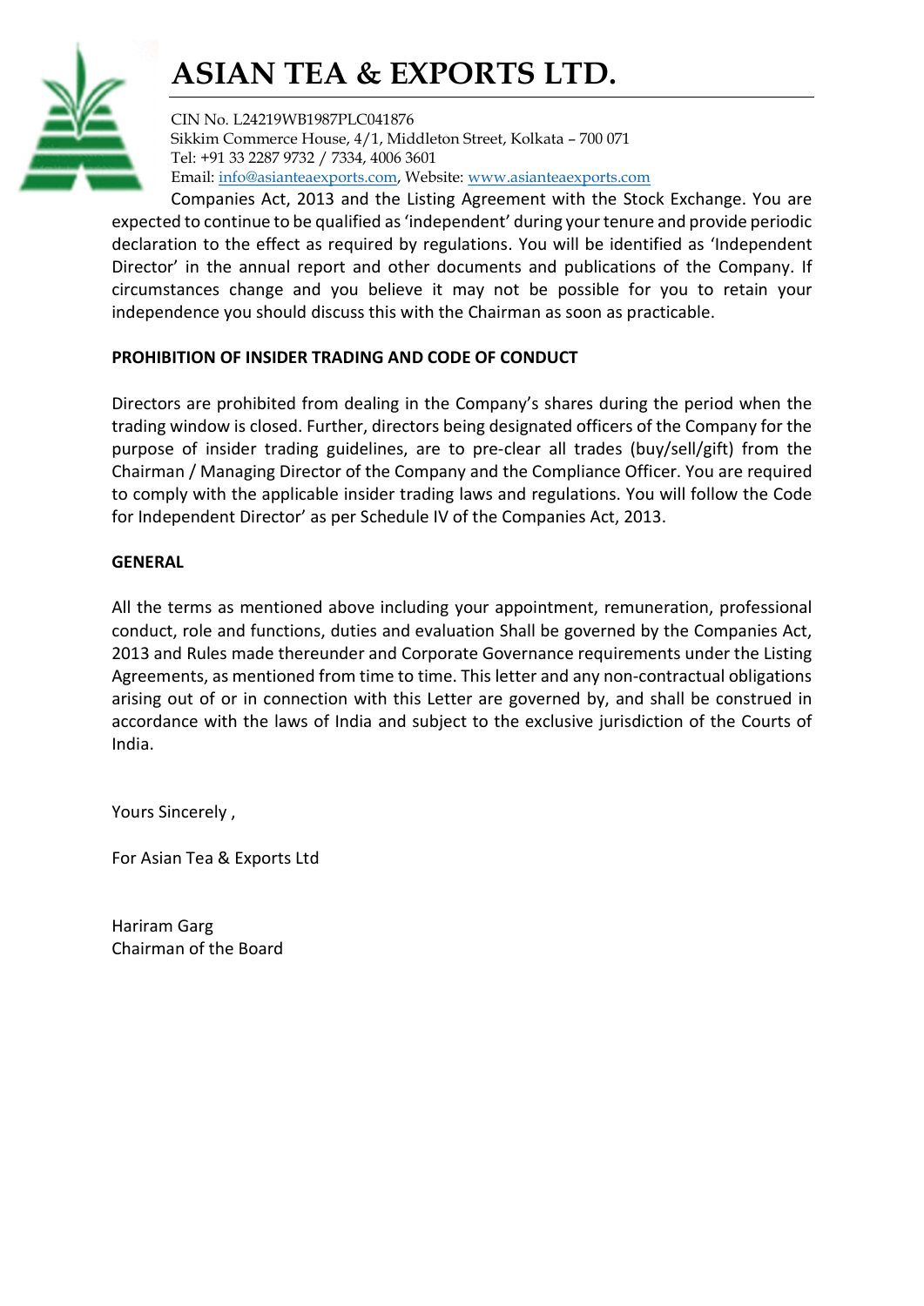# ASIAN TEA & EXPORTS LTD.

CIN No. L24219WB1987PLC041876
Sikkim Commerce House, 4/1, Middleton Street, Kolkata – 700 071
Tel: +91 33 2287 9732 / 7334, 4006 3601
Email: info@asianteaexports.com, Website: www.asianteaexports.com

Companies Act, 2013 and the Listing Agreement with the Stock Exchange. You are expected to continue to be qualified as 'independent' during your tenure and provide periodic declaration to the effect as required by regulations. You will be identified as 'Independent Director' in the annual report and other documents and publications of the Company. If circumstances change and you believe it may not be possible for you to retain your independence you should discuss this with the Chairman as soon as practicable.

**PROHIBITION OF INSIDER TRADING AND CODE OF CONDUCT**

Directors are prohibited from dealing in the Company's shares during the period when the trading window is closed. Further, directors being designated officers of the Company for the purpose of insider trading guidelines, are to pre-clear all trades (buy/sell/gift) from the Chairman / Managing Director of the Company and the Compliance Officer. You are required to comply with the applicable insider trading laws and regulations. You will follow the Code for Independent Director' as per Schedule IV of the Companies Act, 2013.

**GENERAL**

All the terms as mentioned above including your appointment, remuneration, professional conduct, role and functions, duties and evaluation Shall be governed by the Companies Act, 2013 and Rules made thereunder and Corporate Governance requirements under the Listing Agreements, as mentioned from time to time. This letter and any non-contractual obligations arising out of or in connection with this Letter are governed by, and shall be construed in accordance with the laws of India and subject to the exclusive jurisdiction of the Courts of India.

Yours Sincerely ,

For Asian Tea & Exports Ltd

Hariram Garg
Chairman of the Board